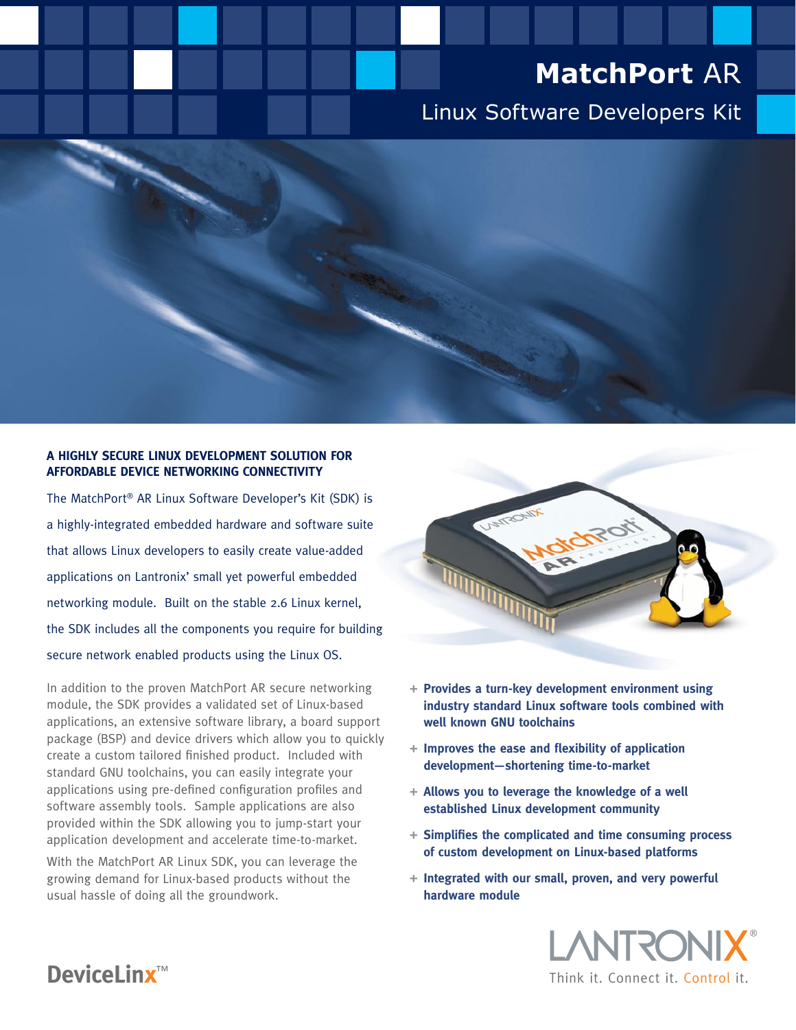# MatchPort AR

## Linux Software Developers Kit

### A HIGHLY SECURE LINUX DEVELOPMENT SOLUTION FOR AFFORDABLE DEVICE NETWORKING CONNECTIVITY

The MatchPort® AR Linux Software Developer's Kit (SDK) is a highly-integrated embedded hardware and software suite that allows Linux developers to easily create value-added applications on Lantronix' small yet powerful embedded networking module. Built on the stable 2.6 Linux kernel, the SDK includes all the components you require for building secure network enabled products using the Linux OS.

In addition to the proven MatchPort AR secure networking module, the SDK provides a validated set of Linux-based applications, an extensive software library, a board support package (BSP) and device drivers which allow you to quickly create a custom tailored finished product. Included with standard GNU toolchains, you can easily integrate your applications using pre-defined configuration profiles and software assembly tools. Sample applications are also provided within the SDK allowing you to jump-start your application development and accelerate time-to-market.

With the MatchPort AR Linux SDK, you can leverage the growing demand for Linux-based products without the usual hassle of doing all the groundwork.

+ **Provides a turn-key development environment using industry standard Linux software tools combined with well known GNU toolchains**
+ **Improves the ease and flexibility of application development—shortening time-to-market**
+ **Allows you to leverage the knowledge of a well established Linux development community**
+ **Simplifies the complicated and time consuming process of custom development on Linux-based platforms**
+ **Integrated with our small, proven, and very powerful hardware module**

DeviceLinx™

LANTRONIX®

Think it. Connect it. Control it.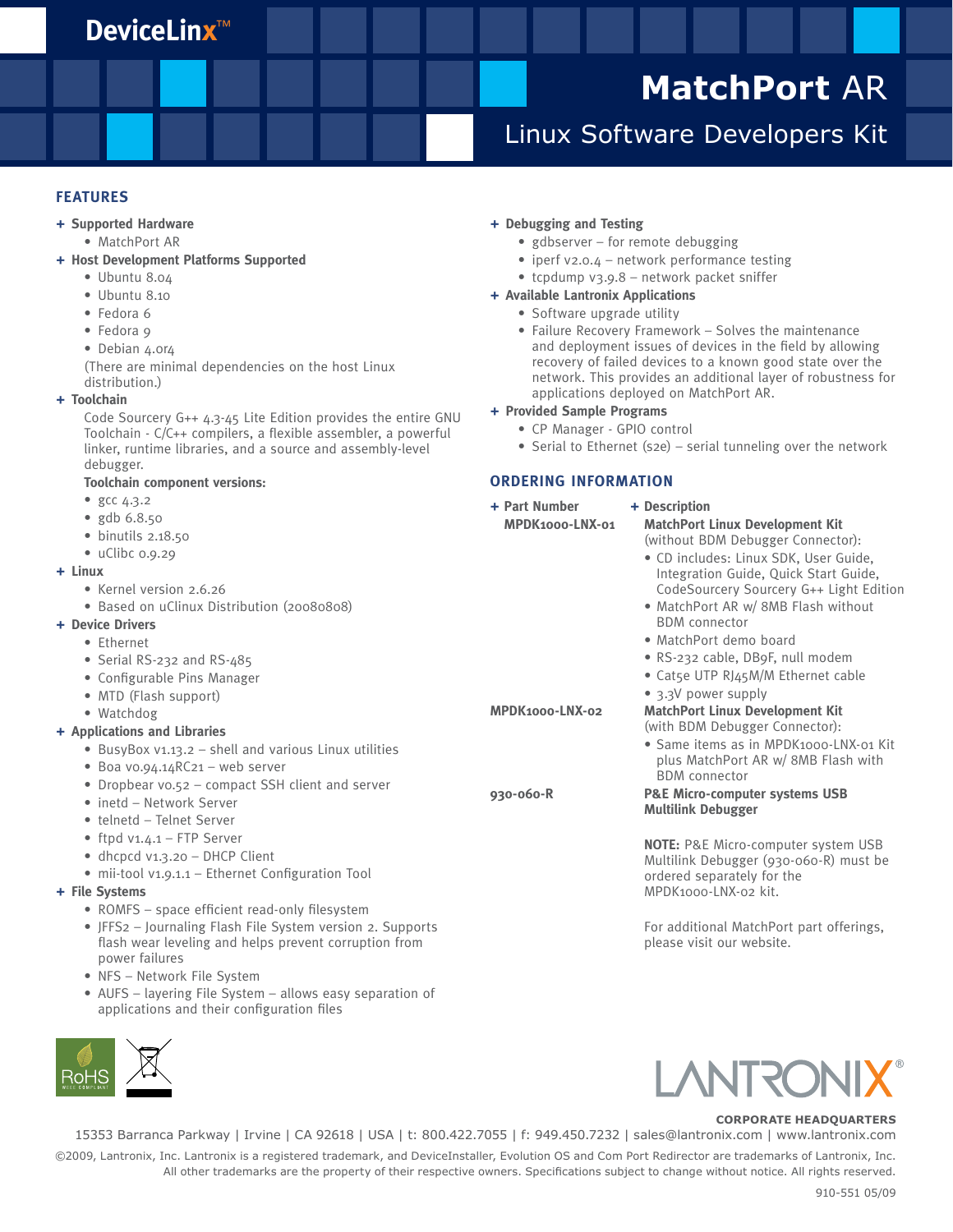DeviceLinx™

# MatchPort AR

## Linux Software Developers Kit

## FEATURES

**+ Supported Hardware**

- MatchPort AR

**+ Host Development Platforms Supported**

- Ubuntu 8.04
- Ubuntu 8.10
- Fedora 6
- Fedora 9
- Debian 4.0r4

(There are minimal dependencies on the host Linux distribution.)

**+ Toolchain**

Code Sourcery G++ 4.3-45 Lite Edition provides the entire GNU Toolchain - C/C++ compilers, a flexible assembler, a powerful linker, runtime libraries, and a source and assembly-level debugger.

**Toolchain component versions:**

- gcc 4.3.2
- gdb 6.8.50
- binutils 2.18.50
- uClibc 0.9.29

**+ Linux**

- Kernel version 2.6.26
- Based on uClinux Distribution (20080808)

**+ Device Drivers**

- Ethernet
- Serial RS-232 and RS-485
- Configurable Pins Manager
- MTD (Flash support)
- Watchdog

**+ Applications and Libraries**

- BusyBox v1.13.2 – shell and various Linux utilities
- Boa v0.94.14RC21 – web server
- Dropbear v0.52 – compact SSH client and server
- inetd – Network Server
- telnetd – Telnet Server
- ftpd v1.4.1 – FTP Server
- dhcpcd v1.3.20 – DHCP Client
- mii-tool v1.9.1.1 – Ethernet Configuration Tool

**+ File Systems**

- ROMFS – space efficient read-only filesystem
- JFFS2 – Journaling Flash File System version 2. Supports flash wear leveling and helps prevent corruption from power failures
- NFS – Network File System
- AUFS – layering File System – allows easy separation of applications and their configuration files

**+ Debugging and Testing**

- gdbserver – for remote debugging
- iperf v2.0.4 – network performance testing
- tcpdump v3.9.8 – network packet sniffer

**+ Available Lantronix Applications**

- Software upgrade utility
- Failure Recovery Framework – Solves the maintenance and deployment issues of devices in the field by allowing recovery of failed devices to a known good state over the network. This provides an additional layer of robustness for applications deployed on MatchPort AR.

**+ Provided Sample Programs**

- CP Manager - GPIO control
- Serial to Ethernet (s2e) – serial tunneling over the network

## ORDERING INFORMATION

| + Part Number | + Description |
|---|---|
| **MPDK1000-LNX-01** | **MatchPort Linux Development Kit** (without BDM Debugger Connector): • CD includes: Linux SDK, User Guide, Integration Guide, Quick Start Guide, CodeSourcery Sourcery G++ Light Edition • MatchPort AR w/ 8MB Flash without BDM connector • MatchPort demo board • RS-232 cable, DB9F, null modem • Cat5e UTP RJ45M/M Ethernet cable • 3.3V power supply |
| **MPDK1000-LNX-02** | **MatchPort Linux Development Kit** (with BDM Debugger Connector): • Same items as in MPDK1000-LNX-01 Kit plus MatchPort AR w/ 8MB Flash with BDM connector |
| **930-060-R** | **P&E Micro-computer systems USB Multilink Debugger** |

**NOTE:** P&E Micro-computer system USB Multilink Debugger (930-060-R) must be ordered separately for the MPDK1000-LNX-02 kit.

For additional MatchPort part offerings, please visit our website.

RoHS

LANTRONIX®

**CORPORATE HEADQUARTERS**

15353 Barranca Parkway | Irvine | CA 92618 | USA | t: 800.422.7055 | f: 949.450.7232 | sales@lantronix.com | www.lantronix.com

©2009, Lantronix, Inc. Lantronix is a registered trademark, and DeviceInstaller, Evolution OS and Com Port Redirector are trademarks of Lantronix, Inc. All other trademarks are the property of their respective owners. Specifications subject to change without notice. All rights reserved.

910-551 05/09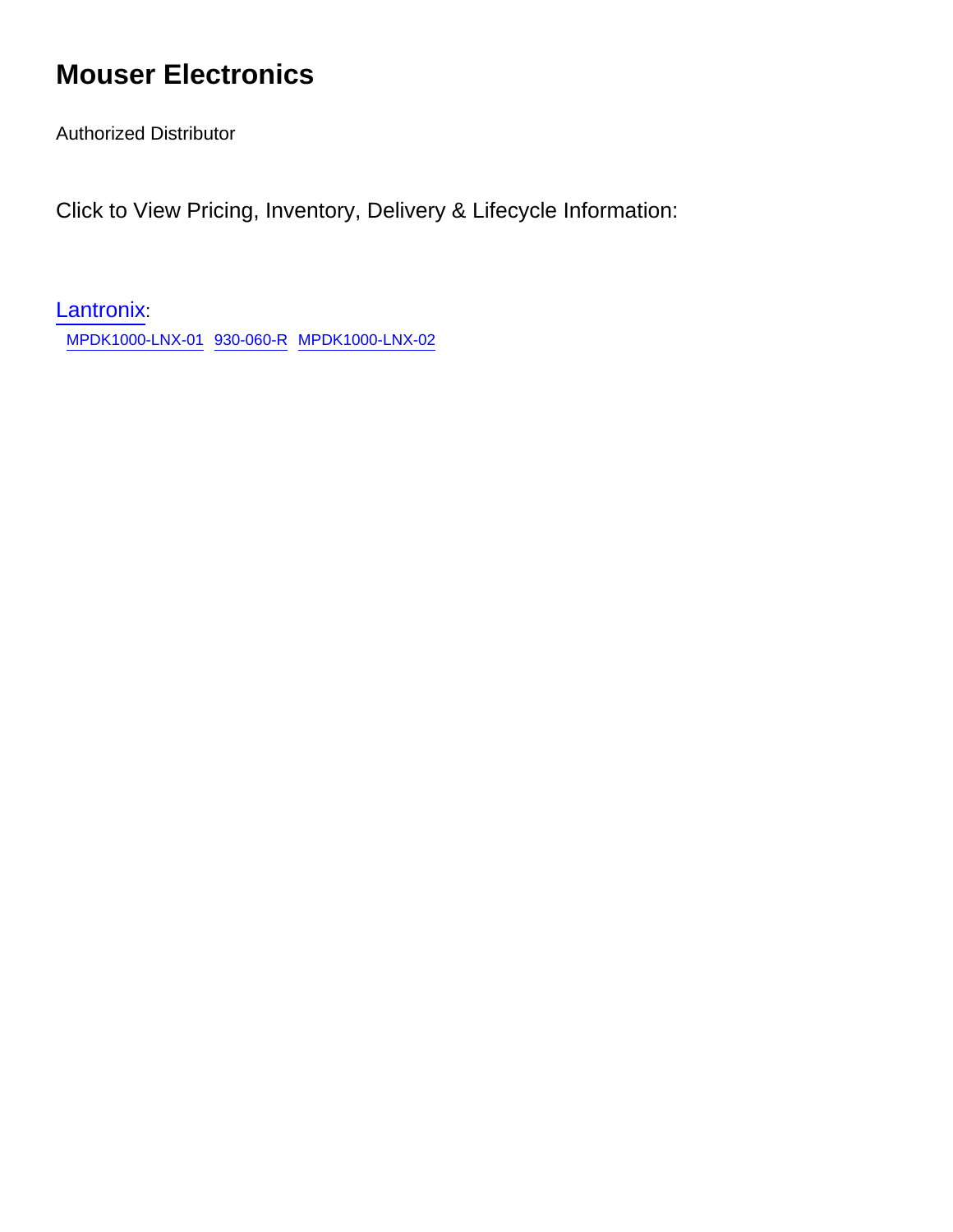# Mouser Electronics

Authorized Distributor

Click to View Pricing, Inventory, Delivery & Lifecycle Information:

Lantronix:

MPDK1000-LNX-01 930-060-R MPDK1000-LNX-02